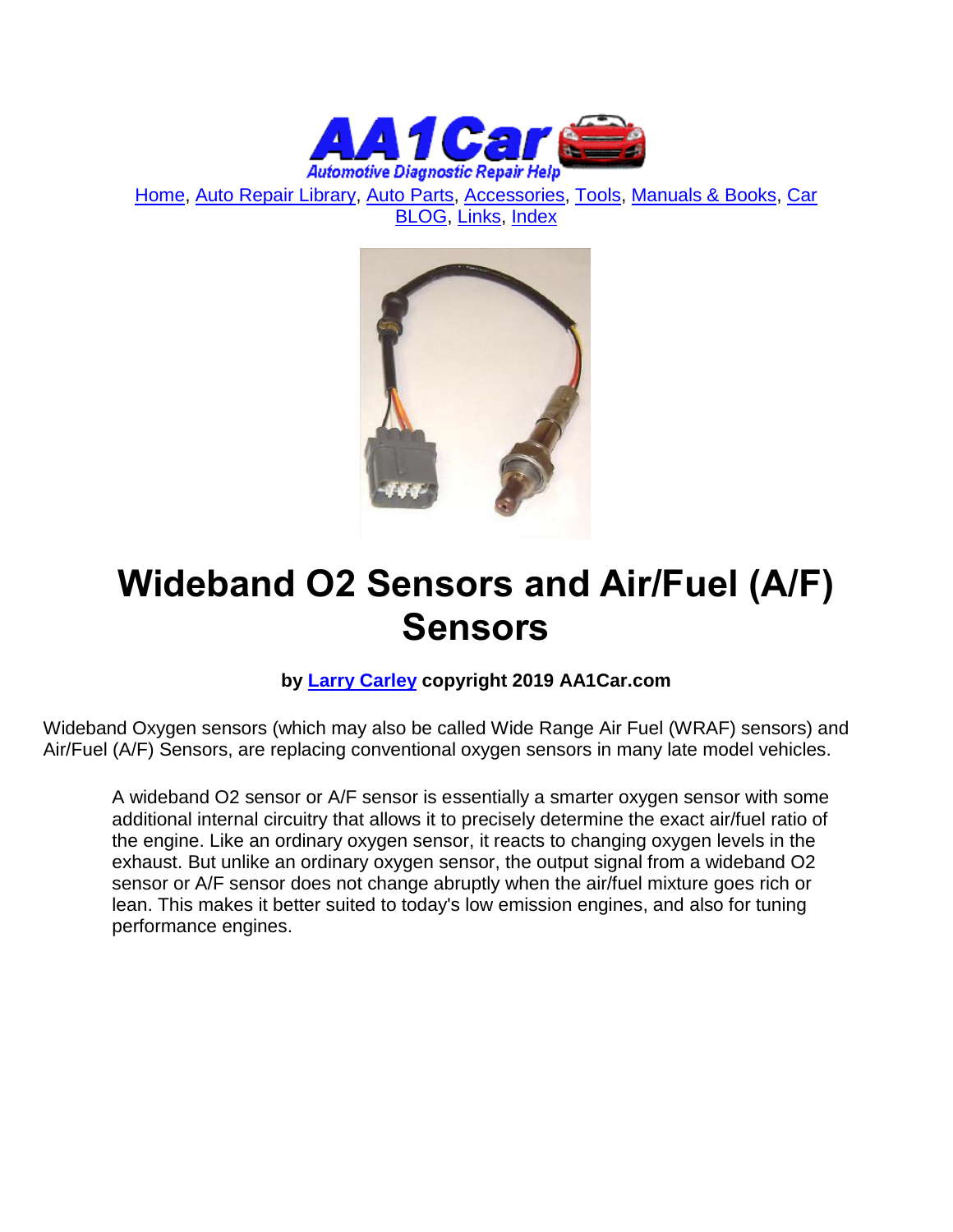AA1Car Automotive Diagnostic Repair Help

Home, Auto Repair Library, Auto Parts, Accessories, Tools, Manuals & Books, Car BLOG, Links, Index

# Wideband O2 Sensors and Air/Fuel (A/F) Sensors

**by Larry Carley copyright 2019 AA1Car.com**

Wideband Oxygen sensors (which may also be called Wide Range Air Fuel (WRAF) sensors) and Air/Fuel (A/F) Sensors, are replacing conventional oxygen sensors in many late model vehicles.

> A wideband O2 sensor or A/F sensor is essentially a smarter oxygen sensor with some additional internal circuitry that allows it to precisely determine the exact air/fuel ratio of the engine. Like an ordinary oxygen sensor, it reacts to changing oxygen levels in the exhaust. But unlike an ordinary oxygen sensor, the output signal from a wideband O2 sensor or A/F sensor does not change abruptly when the air/fuel mixture goes rich or lean. This makes it better suited to today's low emission engines, and also for tuning performance engines.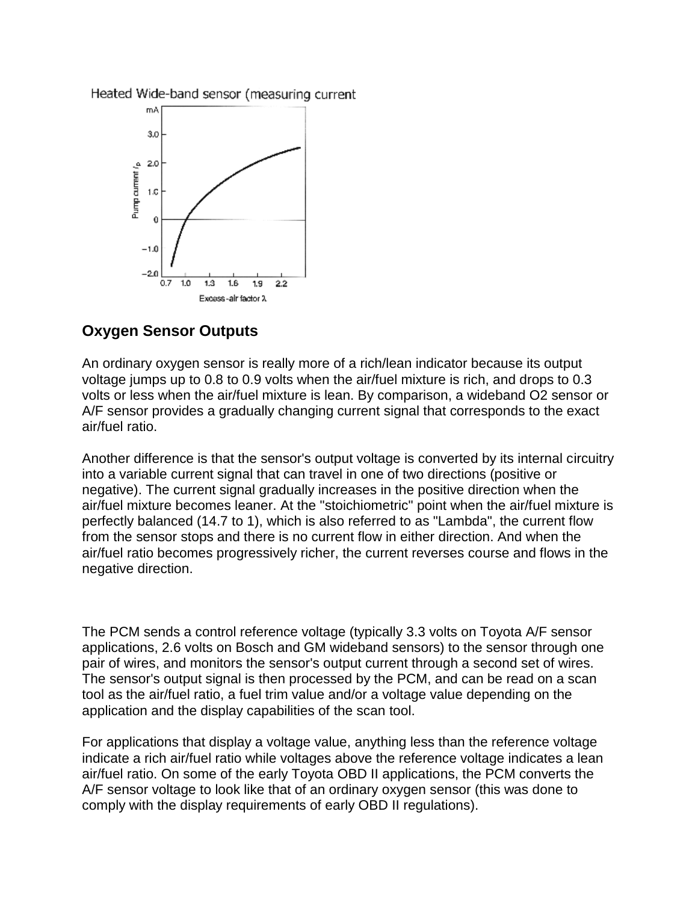Heated Wide-band sensor (measuring current

## Oxygen Sensor Outputs

An ordinary oxygen sensor is really more of a rich/lean indicator because its output voltage jumps up to 0.8 to 0.9 volts when the air/fuel mixture is rich, and drops to 0.3 volts or less when the air/fuel mixture is lean. By comparison, a wideband O2 sensor or A/F sensor provides a gradually changing current signal that corresponds to the exact air/fuel ratio.

Another difference is that the sensor's output voltage is converted by its internal circuitry into a variable current signal that can travel in one of two directions (positive or negative). The current signal gradually increases in the positive direction when the air/fuel mixture becomes leaner. At the "stoichiometric" point when the air/fuel mixture is perfectly balanced (14.7 to 1), which is also referred to as "Lambda", the current flow from the sensor stops and there is no current flow in either direction. And when the air/fuel ratio becomes progressively richer, the current reverses course and flows in the negative direction.

The PCM sends a control reference voltage (typically 3.3 volts on Toyota A/F sensor applications, 2.6 volts on Bosch and GM wideband sensors) to the sensor through one pair of wires, and monitors the sensor's output current through a second set of wires. The sensor's output signal is then processed by the PCM, and can be read on a scan tool as the air/fuel ratio, a fuel trim value and/or a voltage value depending on the application and the display capabilities of the scan tool.

For applications that display a voltage value, anything less than the reference voltage indicate a rich air/fuel ratio while voltages above the reference voltage indicates a lean air/fuel ratio. On some of the early Toyota OBD II applications, the PCM converts the A/F sensor voltage to look like that of an ordinary oxygen sensor (this was done to comply with the display requirements of early OBD II regulations).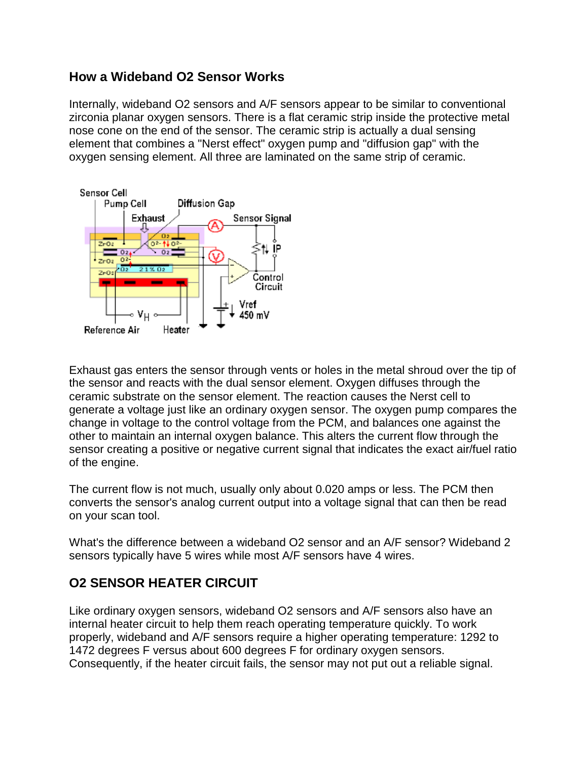## How a Wideband O2 Sensor Works

Internally, wideband O2 sensors and A/F sensors appear to be similar to conventional zirconia planar oxygen sensors. There is a flat ceramic strip inside the protective metal nose cone on the end of the sensor. The ceramic strip is actually a dual sensing element that combines a "Nerst effect" oxygen pump and "diffusion gap" with the oxygen sensing element. All three are laminated on the same strip of ceramic.

Exhaust gas enters the sensor through vents or holes in the metal shroud over the tip of the sensor and reacts with the dual sensor element. Oxygen diffuses through the ceramic substrate on the sensor element. The reaction causes the Nerst cell to generate a voltage just like an ordinary oxygen sensor. The oxygen pump compares the change in voltage to the control voltage from the PCM, and balances one against the other to maintain an internal oxygen balance. This alters the current flow through the sensor creating a positive or negative current signal that indicates the exact air/fuel ratio of the engine.

The current flow is not much, usually only about 0.020 amps or less. The PCM then converts the sensor's analog current output into a voltage signal that can then be read on your scan tool.

What's the difference between a wideband O2 sensor and an A/F sensor? Wideband 2 sensors typically have 5 wires while most A/F sensors have 4 wires.

## O2 SENSOR HEATER CIRCUIT

Like ordinary oxygen sensors, wideband O2 sensors and A/F sensors also have an internal heater circuit to help them reach operating temperature quickly. To work properly, wideband and A/F sensors require a higher operating temperature: 1292 to 1472 degrees F versus about 600 degrees F for ordinary oxygen sensors. Consequently, if the heater circuit fails, the sensor may not put out a reliable signal.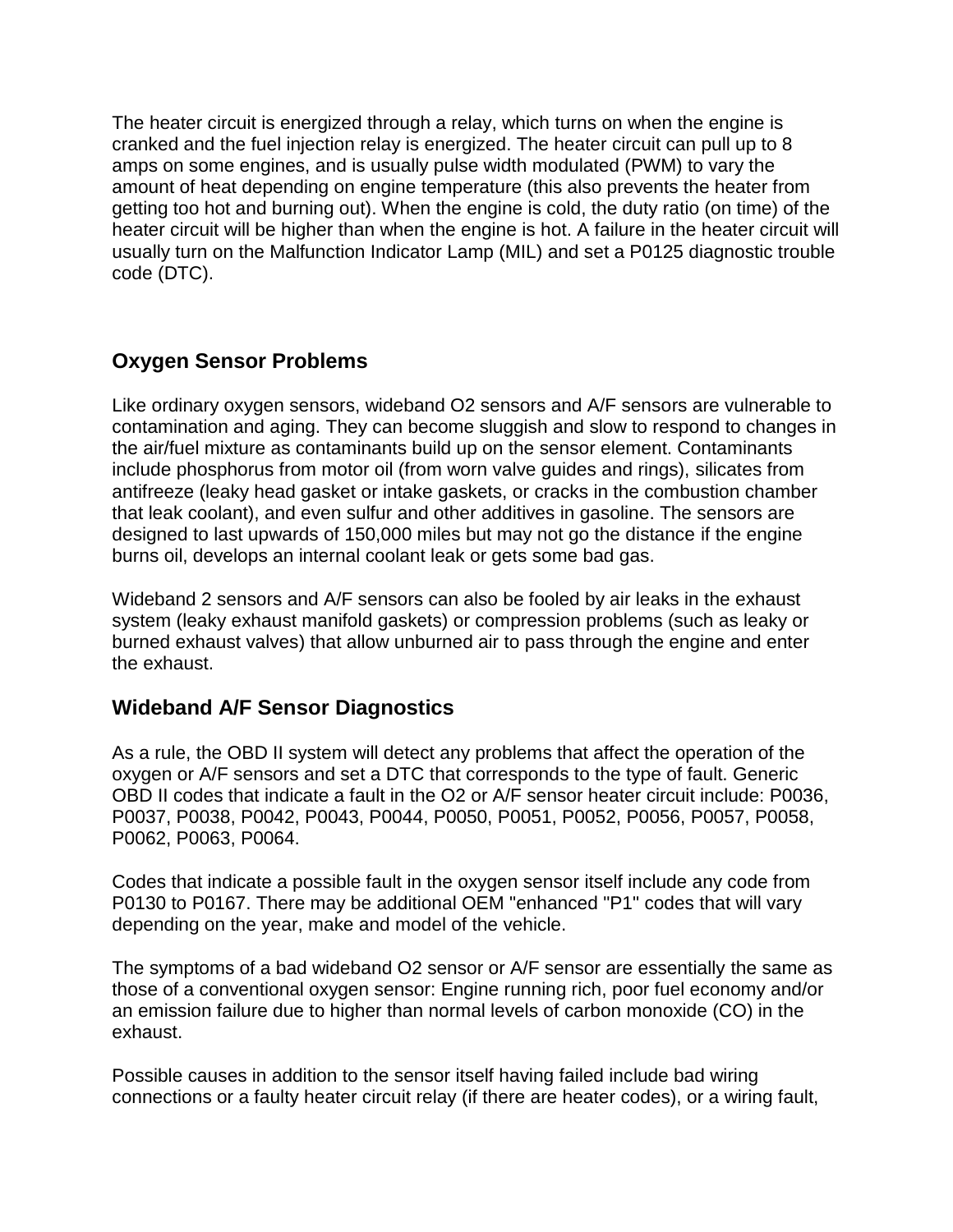The heater circuit is energized through a relay, which turns on when the engine is cranked and the fuel injection relay is energized. The heater circuit can pull up to 8 amps on some engines, and is usually pulse width modulated (PWM) to vary the amount of heat depending on engine temperature (this also prevents the heater from getting too hot and burning out). When the engine is cold, the duty ratio (on time) of the heater circuit will be higher than when the engine is hot. A failure in the heater circuit will usually turn on the Malfunction Indicator Lamp (MIL) and set a P0125 diagnostic trouble code (DTC).

## Oxygen Sensor Problems

Like ordinary oxygen sensors, wideband O2 sensors and A/F sensors are vulnerable to contamination and aging. They can become sluggish and slow to respond to changes in the air/fuel mixture as contaminants build up on the sensor element. Contaminants include phosphorus from motor oil (from worn valve guides and rings), silicates from antifreeze (leaky head gasket or intake gaskets, or cracks in the combustion chamber that leak coolant), and even sulfur and other additives in gasoline. The sensors are designed to last upwards of 150,000 miles but may not go the distance if the engine burns oil, develops an internal coolant leak or gets some bad gas.

Wideband 2 sensors and A/F sensors can also be fooled by air leaks in the exhaust system (leaky exhaust manifold gaskets) or compression problems (such as leaky or burned exhaust valves) that allow unburned air to pass through the engine and enter the exhaust.

## Wideband A/F Sensor Diagnostics

As a rule, the OBD II system will detect any problems that affect the operation of the oxygen or A/F sensors and set a DTC that corresponds to the type of fault. Generic OBD II codes that indicate a fault in the O2 or A/F sensor heater circuit include: P0036, P0037, P0038, P0042, P0043, P0044, P0050, P0051, P0052, P0056, P0057, P0058, P0062, P0063, P0064.

Codes that indicate a possible fault in the oxygen sensor itself include any code from P0130 to P0167. There may be additional OEM "enhanced "P1" codes that will vary depending on the year, make and model of the vehicle.

The symptoms of a bad wideband O2 sensor or A/F sensor are essentially the same as those of a conventional oxygen sensor: Engine running rich, poor fuel economy and/or an emission failure due to higher than normal levels of carbon monoxide (CO) in the exhaust.

Possible causes in addition to the sensor itself having failed include bad wiring connections or a faulty heater circuit relay (if there are heater codes), or a wiring fault,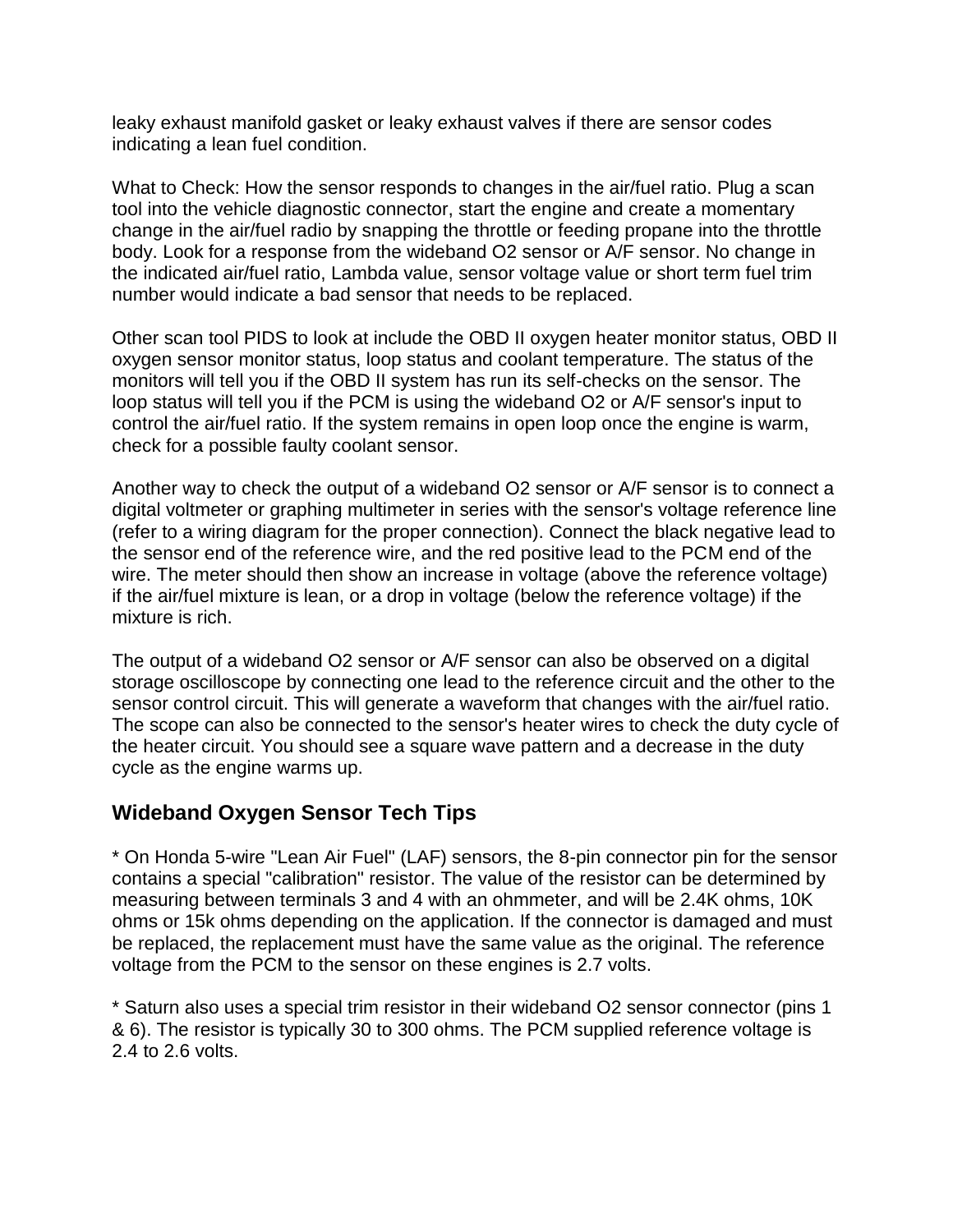leaky exhaust manifold gasket or leaky exhaust valves if there are sensor codes indicating a lean fuel condition.

What to Check: How the sensor responds to changes in the air/fuel ratio. Plug a scan tool into the vehicle diagnostic connector, start the engine and create a momentary change in the air/fuel radio by snapping the throttle or feeding propane into the throttle body. Look for a response from the wideband O2 sensor or A/F sensor. No change in the indicated air/fuel ratio, Lambda value, sensor voltage value or short term fuel trim number would indicate a bad sensor that needs to be replaced.

Other scan tool PIDS to look at include the OBD II oxygen heater monitor status, OBD II oxygen sensor monitor status, loop status and coolant temperature. The status of the monitors will tell you if the OBD II system has run its self-checks on the sensor. The loop status will tell you if the PCM is using the wideband O2 or A/F sensor's input to control the air/fuel ratio. If the system remains in open loop once the engine is warm, check for a possible faulty coolant sensor.

Another way to check the output of a wideband O2 sensor or A/F sensor is to connect a digital voltmeter or graphing multimeter in series with the sensor's voltage reference line (refer to a wiring diagram for the proper connection). Connect the black negative lead to the sensor end of the reference wire, and the red positive lead to the PCM end of the wire. The meter should then show an increase in voltage (above the reference voltage) if the air/fuel mixture is lean, or a drop in voltage (below the reference voltage) if the mixture is rich.

The output of a wideband O2 sensor or A/F sensor can also be observed on a digital storage oscilloscope by connecting one lead to the reference circuit and the other to the sensor control circuit. This will generate a waveform that changes with the air/fuel ratio. The scope can also be connected to the sensor's heater wires to check the duty cycle of the heater circuit. You should see a square wave pattern and a decrease in the duty cycle as the engine warms up.

## Wideband Oxygen Sensor Tech Tips

* On Honda 5-wire "Lean Air Fuel" (LAF) sensors, the 8-pin connector pin for the sensor contains a special "calibration" resistor. The value of the resistor can be determined by measuring between terminals 3 and 4 with an ohmmeter, and will be 2.4K ohms, 10K ohms or 15k ohms depending on the application. If the connector is damaged and must be replaced, the replacement must have the same value as the original. The reference voltage from the PCM to the sensor on these engines is 2.7 volts.

* Saturn also uses a special trim resistor in their wideband O2 sensor connector (pins 1 & 6). The resistor is typically 30 to 300 ohms. The PCM supplied reference voltage is 2.4 to 2.6 volts.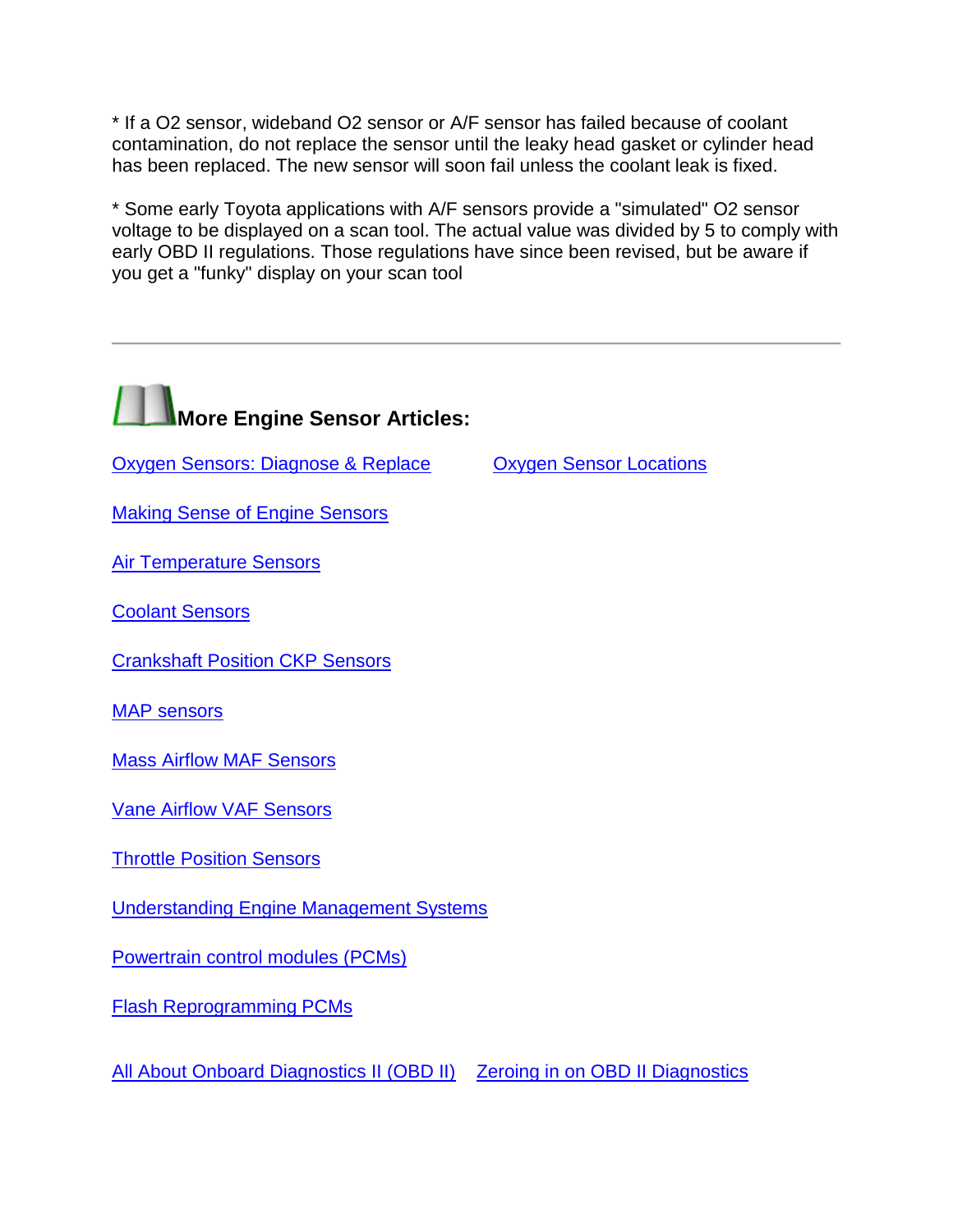* If a O2 sensor, wideband O2 sensor or A/F sensor has failed because of coolant contamination, do not replace the sensor until the leaky head gasket or cylinder head has been replaced. The new sensor will soon fail unless the coolant leak is fixed.

* Some early Toyota applications with A/F sensors provide a "simulated" O2 sensor voltage to be displayed on a scan tool. The actual value was divided by 5 to comply with early OBD II regulations. Those regulations have since been revised, but be aware if you get a "funky" display on your scan tool

---

## More Engine Sensor Articles:

Oxygen Sensors: Diagnose & Replace

Oxygen Sensor Locations

Making Sense of Engine Sensors

Air Temperature Sensors

Coolant Sensors

Crankshaft Position CKP Sensors

MAP sensors

Mass Airflow MAF Sensors

Vane Airflow VAF Sensors

Throttle Position Sensors

Understanding Engine Management Systems

Powertrain control modules (PCMs)

Flash Reprogramming PCMs

All About Onboard Diagnostics II (OBD II)

Zeroing in on OBD II Diagnostics